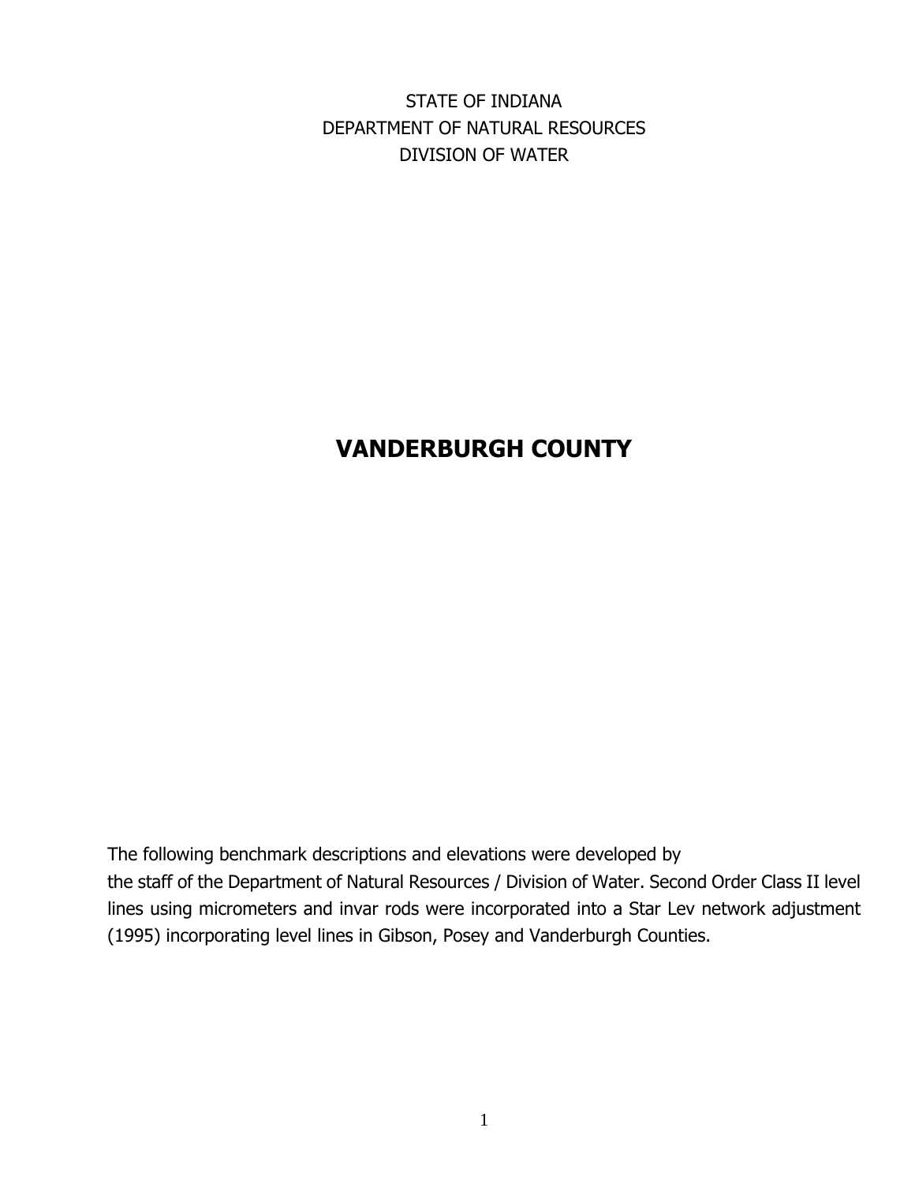STATE OF INDIANA
DEPARTMENT OF NATURAL RESOURCES
DIVISION OF WATER

# VANDERBURGH COUNTY

The following benchmark descriptions and elevations were developed by the staff of the Department of Natural Resources / Division of Water. Second Order Class II level lines using micrometers and invar rods were incorporated into a Star Lev network adjustment (1995) incorporating level lines in Gibson, Posey and Vanderburgh Counties.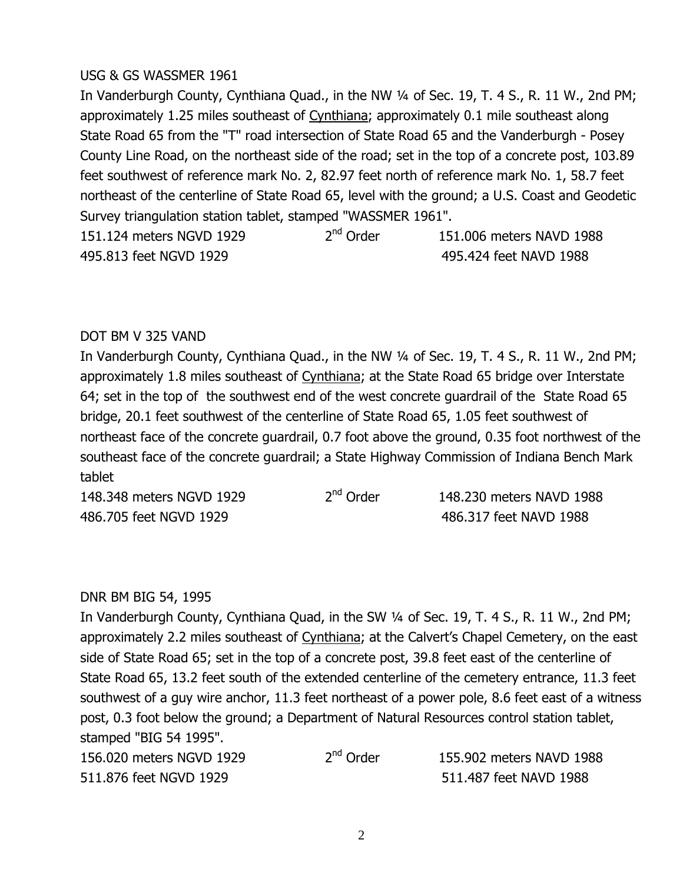USG & GS WASSMER 1961

In Vanderburgh County, Cynthiana Quad., in the NW ¼ of Sec. 19, T. 4 S., R. 11 W., 2nd PM; approximately 1.25 miles southeast of Cynthiana; approximately 0.1 mile southeast along State Road 65 from the "T" road intersection of State Road 65 and the Vanderburgh - Posey County Line Road, on the northeast side of the road; set in the top of a concrete post, 103.89 feet southwest of reference mark No. 2, 82.97 feet north of reference mark No. 1, 58.7 feet northeast of the centerline of State Road 65, level with the ground; a U.S. Coast and Geodetic Survey triangulation station tablet, stamped "WASSMER 1961".

| | | |
|---|---|---|
| 151.124 meters NGVD 1929 | 2nd Order | 151.006 meters NAVD 1988 |
| 495.813 feet NGVD 1929 | | 495.424 feet NAVD 1988 |

DOT BM V 325 VAND

In Vanderburgh County, Cynthiana Quad., in the NW ¼ of Sec. 19, T. 4 S., R. 11 W., 2nd PM; approximately 1.8 miles southeast of Cynthiana; at the State Road 65 bridge over Interstate 64; set in the top of the southwest end of the west concrete guardrail of the State Road 65 bridge, 20.1 feet southwest of the centerline of State Road 65, 1.05 feet southwest of northeast face of the concrete guardrail, 0.7 foot above the ground, 0.35 foot northwest of the southeast face of the concrete guardrail; a State Highway Commission of Indiana Bench Mark tablet

| | | |
|---|---|---|
| 148.348 meters NGVD 1929 | 2nd Order | 148.230 meters NAVD 1988 |
| 486.705 feet NGVD 1929 | | 486.317 feet NAVD 1988 |

DNR BM BIG 54, 1995

In Vanderburgh County, Cynthiana Quad, in the SW ¼ of Sec. 19, T. 4 S., R. 11 W., 2nd PM; approximately 2.2 miles southeast of Cynthiana; at the Calvert's Chapel Cemetery, on the east side of State Road 65; set in the top of a concrete post, 39.8 feet east of the centerline of State Road 65, 13.2 feet south of the extended centerline of the cemetery entrance, 11.3 feet southwest of a guy wire anchor, 11.3 feet northeast of a power pole, 8.6 feet east of a witness post, 0.3 foot below the ground; a Department of Natural Resources control station tablet, stamped "BIG 54 1995".

| | | |
|---|---|---|
| 156.020 meters NGVD 1929 | 2nd Order | 155.902 meters NAVD 1988 |
| 511.876 feet NGVD 1929 | | 511.487 feet NAVD 1988 |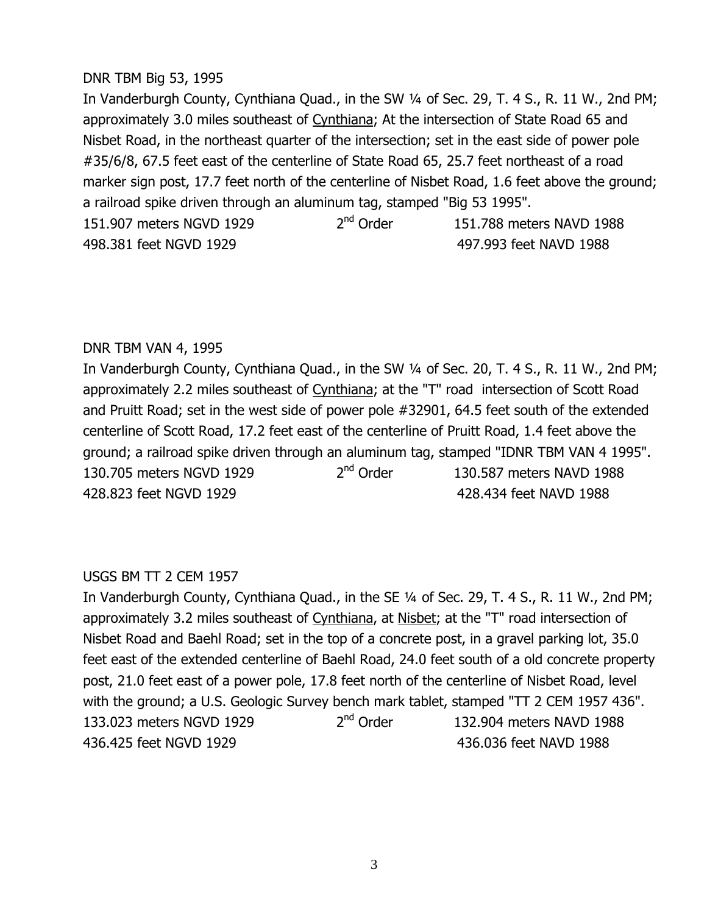DNR TBM Big 53, 1995

In Vanderburgh County, Cynthiana Quad., in the SW ¼ of Sec. 29, T. 4 S., R. 11 W., 2nd PM; approximately 3.0 miles southeast of Cynthiana; At the intersection of State Road 65 and Nisbet Road, in the northeast quarter of the intersection; set in the east side of power pole #35/6/8, 67.5 feet east of the centerline of State Road 65, 25.7 feet northeast of a road marker sign post, 17.7 feet north of the centerline of Nisbet Road, 1.6 feet above the ground; a railroad spike driven through an aluminum tag, stamped "Big 53 1995".

151.907 meters NGVD 1929 2nd Order 151.788 meters NAVD 1988
498.381 feet NGVD 1929 497.993 feet NAVD 1988

DNR TBM VAN 4, 1995

In Vanderburgh County, Cynthiana Quad., in the SW ¼ of Sec. 20, T. 4 S., R. 11 W., 2nd PM; approximately 2.2 miles southeast of Cynthiana; at the "T" road intersection of Scott Road and Pruitt Road; set in the west side of power pole #32901, 64.5 feet south of the extended centerline of Scott Road, 17.2 feet east of the centerline of Pruitt Road, 1.4 feet above the ground; a railroad spike driven through an aluminum tag, stamped "IDNR TBM VAN 4 1995".

130.705 meters NGVD 1929 2nd Order 130.587 meters NAVD 1988
428.823 feet NGVD 1929 428.434 feet NAVD 1988

USGS BM TT 2 CEM 1957

In Vanderburgh County, Cynthiana Quad., in the SE ¼ of Sec. 29, T. 4 S., R. 11 W., 2nd PM; approximately 3.2 miles southeast of Cynthiana, at Nisbet; at the "T" road intersection of Nisbet Road and Baehl Road; set in the top of a concrete post, in a gravel parking lot, 35.0 feet east of the extended centerline of Baehl Road, 24.0 feet south of a old concrete property post, 21.0 feet east of a power pole, 17.8 feet north of the centerline of Nisbet Road, level with the ground; a U.S. Geologic Survey bench mark tablet, stamped "TT 2 CEM 1957 436".

133.023 meters NGVD 1929 2nd Order 132.904 meters NAVD 1988
436.425 feet NGVD 1929 436.036 feet NAVD 1988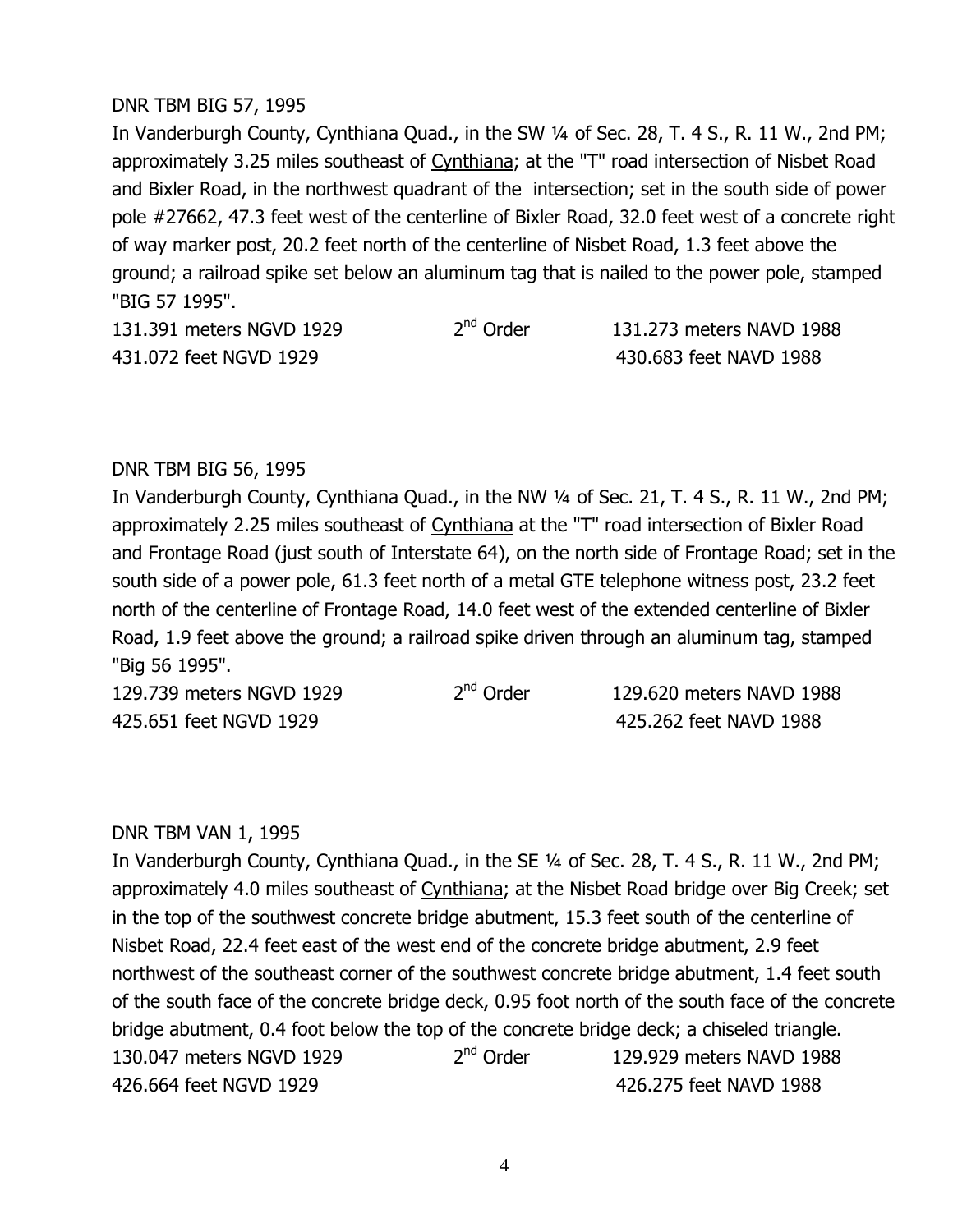DNR TBM BIG 57, 1995

In Vanderburgh County, Cynthiana Quad., in the SW ¼ of Sec. 28, T. 4 S., R. 11 W., 2nd PM; approximately 3.25 miles southeast of Cynthiana; at the "T" road intersection of Nisbet Road and Bixler Road, in the northwest quadrant of the intersection; set in the south side of power pole #27662, 47.3 feet west of the centerline of Bixler Road, 32.0 feet west of a concrete right of way marker post, 20.2 feet north of the centerline of Nisbet Road, 1.3 feet above the ground; a railroad spike set below an aluminum tag that is nailed to the power pole, stamped "BIG 57 1995".

131.391 meters NGVD 1929 | 2nd Order | 131.273 meters NAVD 1988
431.072 feet NGVD 1929 | | 430.683 feet NAVD 1988

DNR TBM BIG 56, 1995

In Vanderburgh County, Cynthiana Quad., in the NW ¼ of Sec. 21, T. 4 S., R. 11 W., 2nd PM; approximately 2.25 miles southeast of Cynthiana at the "T" road intersection of Bixler Road and Frontage Road (just south of Interstate 64), on the north side of Frontage Road; set in the south side of a power pole, 61.3 feet north of a metal GTE telephone witness post, 23.2 feet north of the centerline of Frontage Road, 14.0 feet west of the extended centerline of Bixler Road, 1.9 feet above the ground; a railroad spike driven through an aluminum tag, stamped "Big 56 1995".

129.739 meters NGVD 1929 | 2nd Order | 129.620 meters NAVD 1988
425.651 feet NGVD 1929 | | 425.262 feet NAVD 1988

DNR TBM VAN 1, 1995

In Vanderburgh County, Cynthiana Quad., in the SE ¼ of Sec. 28, T. 4 S., R. 11 W., 2nd PM; approximately 4.0 miles southeast of Cynthiana; at the Nisbet Road bridge over Big Creek; set in the top of the southwest concrete bridge abutment, 15.3 feet south of the centerline of Nisbet Road, 22.4 feet east of the west end of the concrete bridge abutment, 2.9 feet northwest of the southeast corner of the southwest concrete bridge abutment, 1.4 feet south of the south face of the concrete bridge deck, 0.95 foot north of the south face of the concrete bridge abutment, 0.4 foot below the top of the concrete bridge deck; a chiseled triangle.

130.047 meters NGVD 1929 | 2nd Order | 129.929 meters NAVD 1988
426.664 feet NGVD 1929 | | 426.275 feet NAVD 1988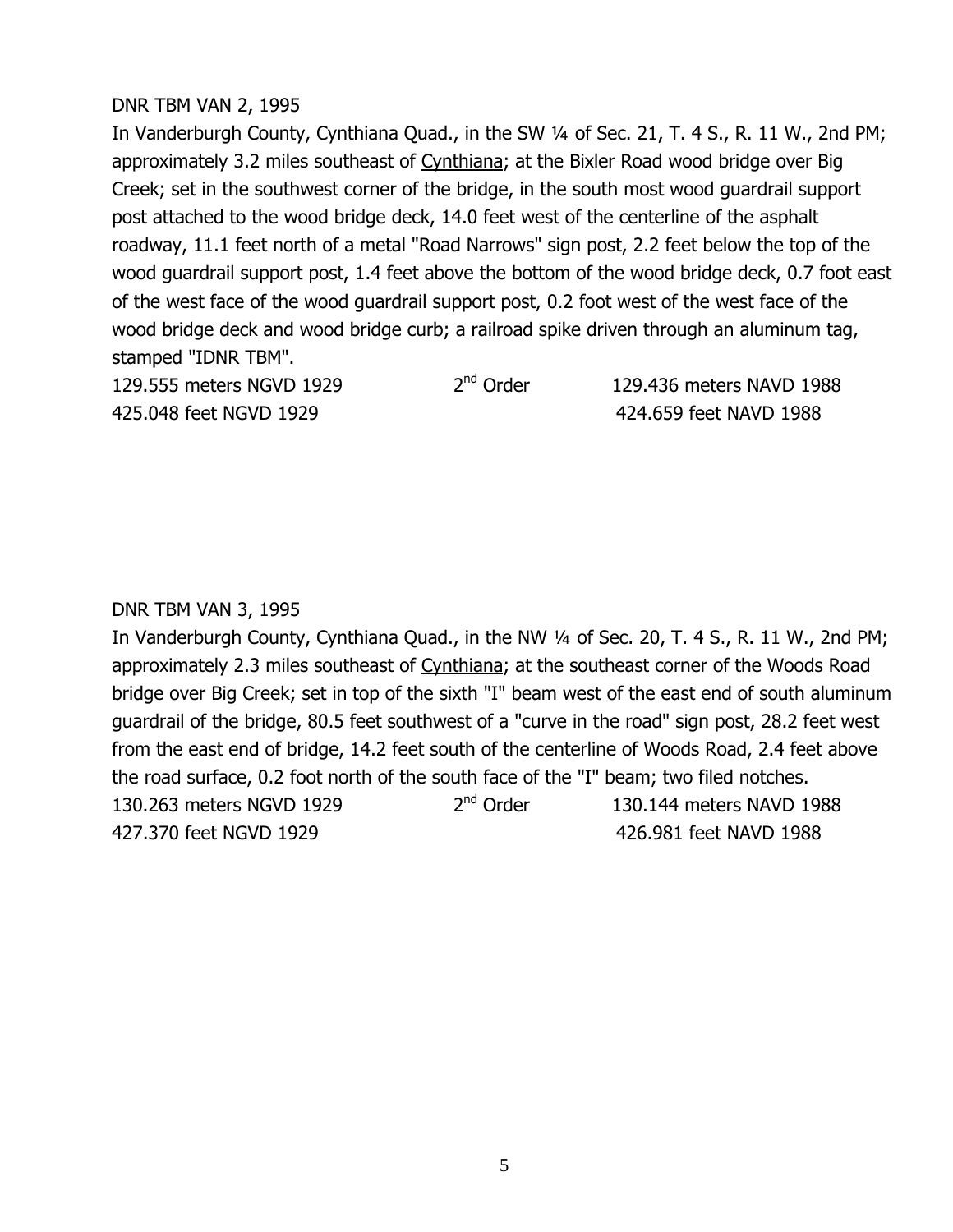DNR TBM VAN 2, 1995

In Vanderburgh County, Cynthiana Quad., in the SW ¼ of Sec. 21, T. 4 S., R. 11 W., 2nd PM; approximately 3.2 miles southeast of Cynthiana; at the Bixler Road wood bridge over Big Creek; set in the southwest corner of the bridge, in the south most wood guardrail support post attached to the wood bridge deck, 14.0 feet west of the centerline of the asphalt roadway, 11.1 feet north of a metal "Road Narrows" sign post, 2.2 feet below the top of the wood guardrail support post, 1.4 feet above the bottom of the wood bridge deck, 0.7 foot east of the west face of the wood guardrail support post, 0.2 foot west of the west face of the wood bridge deck and wood bridge curb; a railroad spike driven through an aluminum tag, stamped "IDNR TBM".

| | | |
|---|---|---|
| 129.555 meters NGVD 1929 | 2nd Order | 129.436 meters NAVD 1988 |
| 425.048 feet NGVD 1929 | | 424.659 feet NAVD 1988 |

DNR TBM VAN 3, 1995

In Vanderburgh County, Cynthiana Quad., in the NW ¼ of Sec. 20, T. 4 S., R. 11 W., 2nd PM; approximately 2.3 miles southeast of Cynthiana; at the southeast corner of the Woods Road bridge over Big Creek; set in top of the sixth "I" beam west of the east end of south aluminum guardrail of the bridge, 80.5 feet southwest of a "curve in the road" sign post, 28.2 feet west from the east end of bridge, 14.2 feet south of the centerline of Woods Road, 2.4 feet above the road surface, 0.2 foot north of the south face of the "I" beam; two filed notches.

| | | |
|---|---|---|
| 130.263 meters NGVD 1929 | 2nd Order | 130.144 meters NAVD 1988 |
| 427.370 feet NGVD 1929 | | 426.981 feet NAVD 1988 |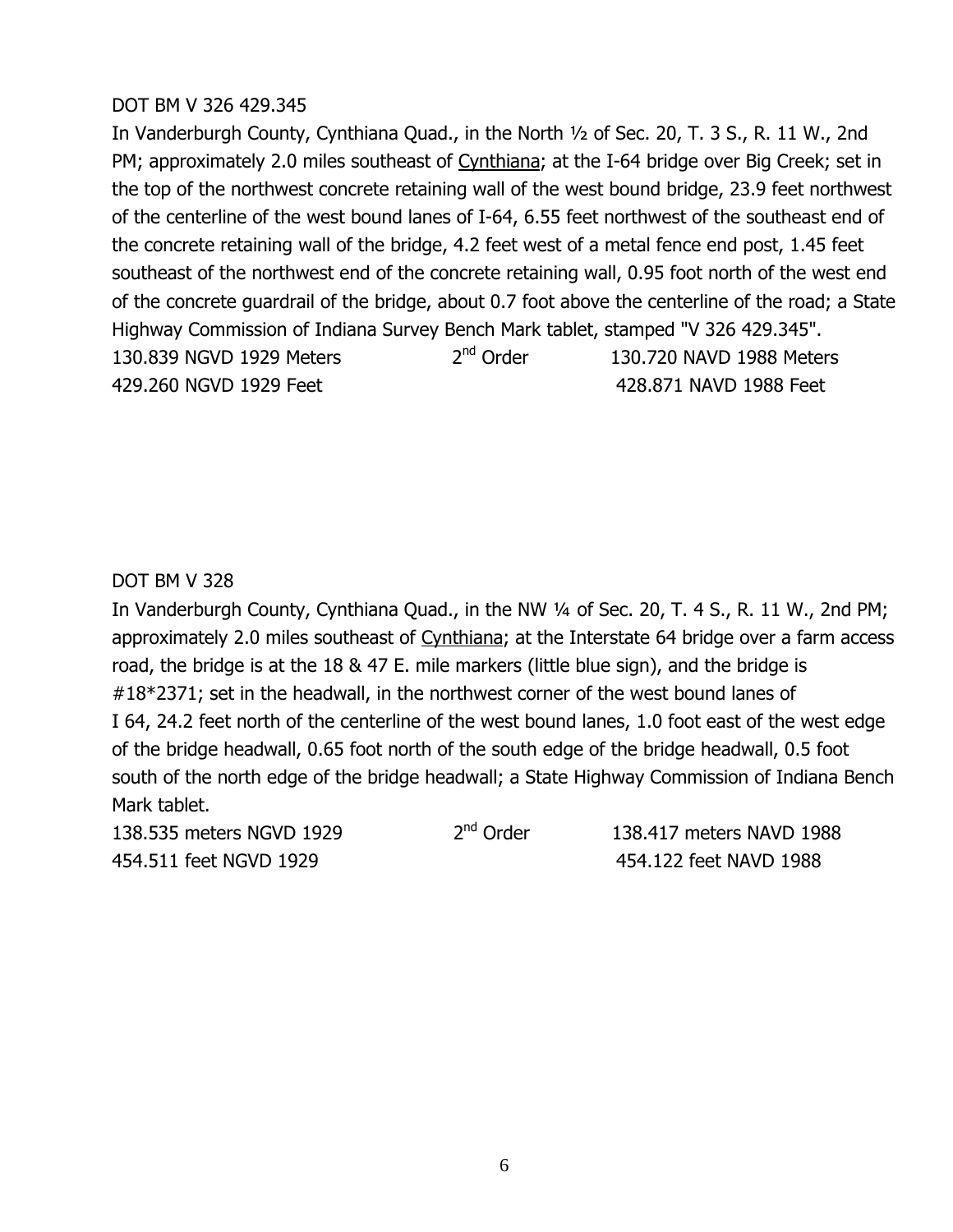DOT BM V 326 429.345

In Vanderburgh County, Cynthiana Quad., in the North ½ of Sec. 20, T. 3 S., R. 11 W., 2nd PM; approximately 2.0 miles southeast of Cynthiana; at the I-64 bridge over Big Creek; set in the top of the northwest concrete retaining wall of the west bound bridge, 23.9 feet northwest of the centerline of the west bound lanes of I-64, 6.55 feet northwest of the southeast end of the concrete retaining wall of the bridge, 4.2 feet west of a metal fence end post, 1.45 feet southeast of the northwest end of the concrete retaining wall, 0.95 foot north of the west end of the concrete guardrail of the bridge, about 0.7 foot above the centerline of the road; a State Highway Commission of Indiana Survey Bench Mark tablet, stamped "V 326 429.345".

| | | |
|---|---|---|
| 130.839 NGVD 1929 Meters | 2nd Order | 130.720 NAVD 1988 Meters |
| 429.260 NGVD 1929 Feet | | 428.871 NAVD 1988 Feet |

DOT BM V 328

In Vanderburgh County, Cynthiana Quad., in the NW ¼ of Sec. 20, T. 4 S., R. 11 W., 2nd PM; approximately 2.0 miles southeast of Cynthiana; at the Interstate 64 bridge over a farm access road, the bridge is at the 18 & 47 E. mile markers (little blue sign), and the bridge is #18*2371; set in the headwall, in the northwest corner of the west bound lanes of I 64, 24.2 feet north of the centerline of the west bound lanes, 1.0 foot east of the west edge of the bridge headwall, 0.65 foot north of the south edge of the bridge headwall, 0.5 foot south of the north edge of the bridge headwall; a State Highway Commission of Indiana Bench Mark tablet.

| | | |
|---|---|---|
| 138.535 meters NGVD 1929 | 2nd Order | 138.417 meters NAVD 1988 |
| 454.511 feet NGVD 1929 | | 454.122 feet NAVD 1988 |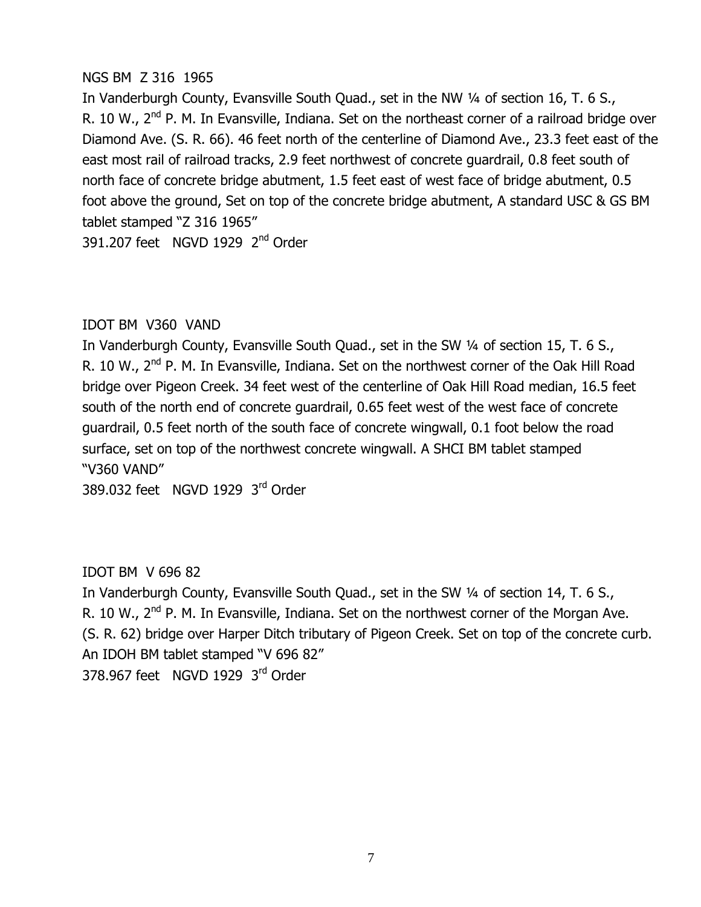NGS BM  Z 316  1965

In Vanderburgh County, Evansville South Quad., set in the NW ¼ of section 16, T. 6 S., R. 10 W., 2nd P. M. In Evansville, Indiana. Set on the northeast corner of a railroad bridge over Diamond Ave. (S. R. 66). 46 feet north of the centerline of Diamond Ave., 23.3 feet east of the east most rail of railroad tracks, 2.9 feet northwest of concrete guardrail, 0.8 feet south of north face of concrete bridge abutment, 1.5 feet east of west face of bridge abutment, 0.5 foot above the ground, Set on top of the concrete bridge abutment, A standard USC & GS BM tablet stamped "Z 316 1965"

391.207 feet   NGVD 1929  2nd Order

IDOT BM  V360  VAND

In Vanderburgh County, Evansville South Quad., set in the SW ¼ of section 15, T. 6 S., R. 10 W., 2nd P. M. In Evansville, Indiana. Set on the northwest corner of the Oak Hill Road bridge over Pigeon Creek. 34 feet west of the centerline of Oak Hill Road median, 16.5 feet south of the north end of concrete guardrail, 0.65 feet west of the west face of concrete guardrail, 0.5 feet north of the south face of concrete wingwall, 0.1 foot below the road surface, set on top of the northwest concrete wingwall. A SHCI BM tablet stamped "V360 VAND"

389.032 feet   NGVD 1929  3rd Order

IDOT BM  V 696 82

In Vanderburgh County, Evansville South Quad., set in the SW ¼ of section 14, T. 6 S., R. 10 W., 2nd P. M. In Evansville, Indiana. Set on the northwest corner of the Morgan Ave. (S. R. 62) bridge over Harper Ditch tributary of Pigeon Creek. Set on top of the concrete curb. An IDOH BM tablet stamped "V 696 82"

378.967 feet   NGVD 1929  3rd Order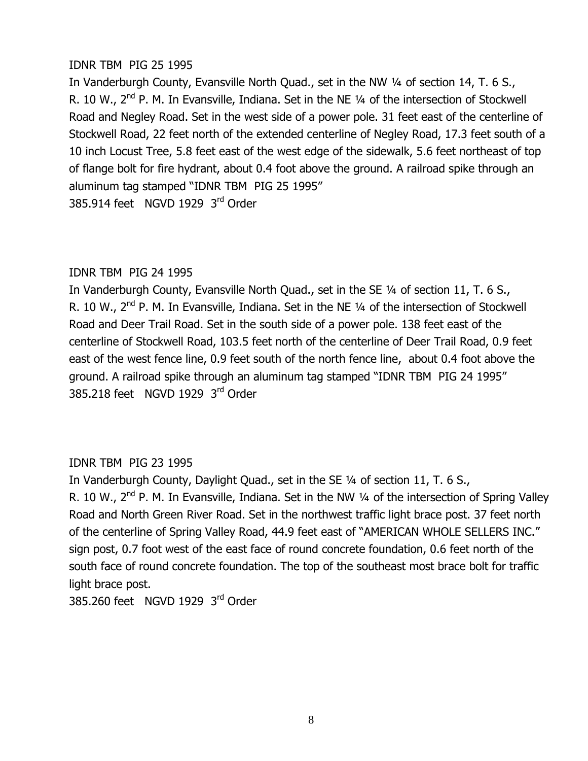IDNR TBM PIG 25 1995

In Vanderburgh County, Evansville North Quad., set in the NW ¼ of section 14, T. 6 S., R. 10 W., 2nd P. M. In Evansville, Indiana. Set in the NE ¼ of the intersection of Stockwell Road and Negley Road. Set in the west side of a power pole. 31 feet east of the centerline of Stockwell Road, 22 feet north of the extended centerline of Negley Road, 17.3 feet south of a 10 inch Locust Tree, 5.8 feet east of the west edge of the sidewalk, 5.6 feet northeast of top of flange bolt for fire hydrant, about 0.4 foot above the ground. A railroad spike through an aluminum tag stamped "IDNR TBM PIG 25 1995"

385.914 feet NGVD 1929 3rd Order

IDNR TBM PIG 24 1995

In Vanderburgh County, Evansville North Quad., set in the SE ¼ of section 11, T. 6 S., R. 10 W., 2nd P. M. In Evansville, Indiana. Set in the NE ¼ of the intersection of Stockwell Road and Deer Trail Road. Set in the south side of a power pole. 138 feet east of the centerline of Stockwell Road, 103.5 feet north of the centerline of Deer Trail Road, 0.9 feet east of the west fence line, 0.9 feet south of the north fence line, about 0.4 foot above the ground. A railroad spike through an aluminum tag stamped "IDNR TBM PIG 24 1995"

385.218 feet NGVD 1929 3rd Order

IDNR TBM PIG 23 1995

In Vanderburgh County, Daylight Quad., set in the SE ¼ of section 11, T. 6 S., R. 10 W., 2nd P. M. In Evansville, Indiana. Set in the NW ¼ of the intersection of Spring Valley Road and North Green River Road. Set in the northwest traffic light brace post. 37 feet north of the centerline of Spring Valley Road, 44.9 feet east of "AMERICAN WHOLE SELLERS INC." sign post, 0.7 foot west of the east face of round concrete foundation, 0.6 feet north of the south face of round concrete foundation. The top of the southeast most brace bolt for traffic light brace post.

385.260 feet NGVD 1929 3rd Order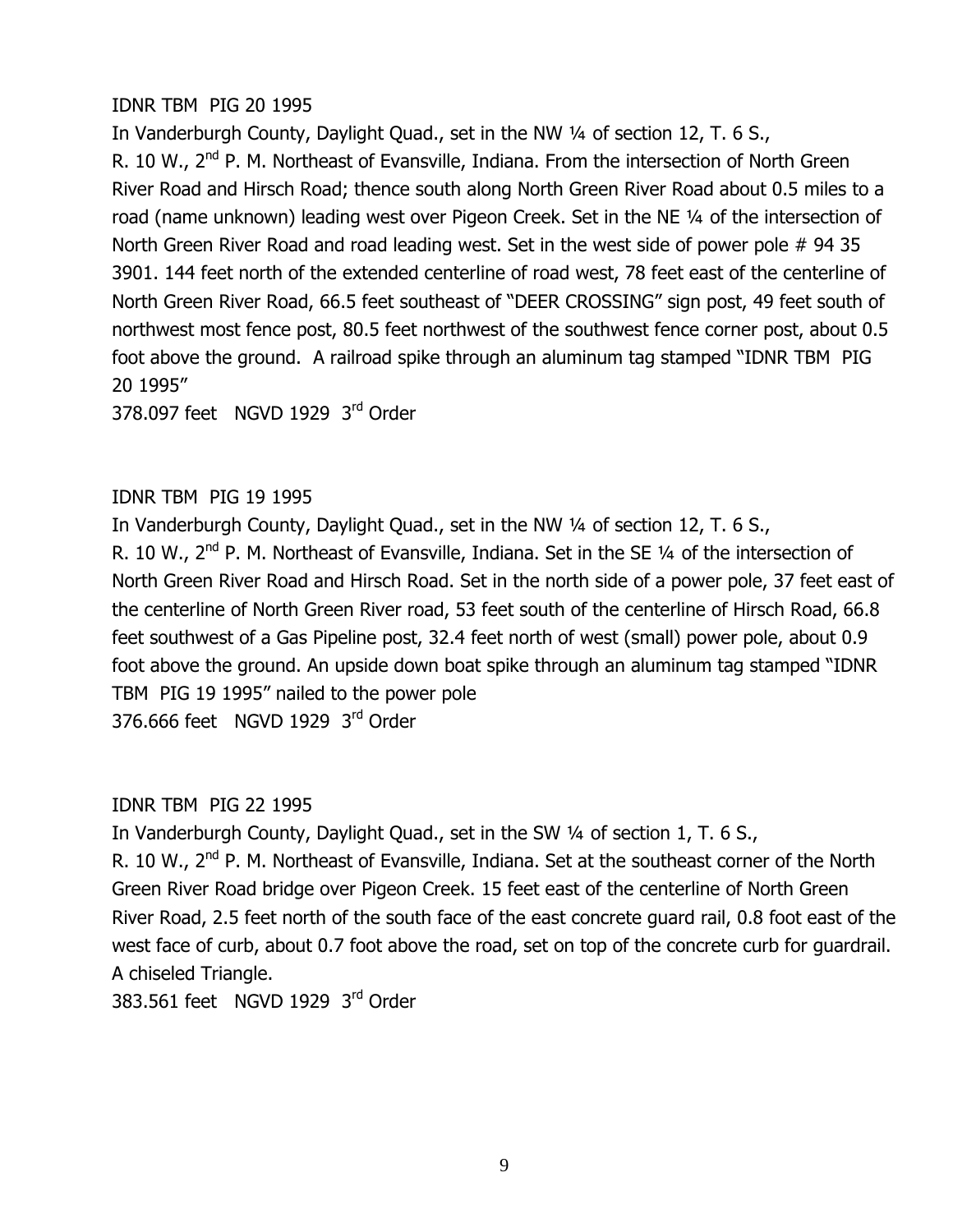IDNR TBM PIG 20 1995

In Vanderburgh County, Daylight Quad., set in the NW ¼ of section 12, T. 6 S., R. 10 W., 2nd P. M. Northeast of Evansville, Indiana. From the intersection of North Green River Road and Hirsch Road; thence south along North Green River Road about 0.5 miles to a road (name unknown) leading west over Pigeon Creek. Set in the NE ¼ of the intersection of North Green River Road and road leading west. Set in the west side of power pole # 94 35 3901. 144 feet north of the extended centerline of road west, 78 feet east of the centerline of North Green River Road, 66.5 feet southeast of "DEER CROSSING" sign post, 49 feet south of northwest most fence post, 80.5 feet northwest of the southwest fence corner post, about 0.5 foot above the ground. A railroad spike through an aluminum tag stamped "IDNR TBM PIG 20 1995"

378.097 feet NGVD 1929 3rd Order

IDNR TBM PIG 19 1995

In Vanderburgh County, Daylight Quad., set in the NW ¼ of section 12, T. 6 S., R. 10 W., 2nd P. M. Northeast of Evansville, Indiana. Set in the SE ¼ of the intersection of North Green River Road and Hirsch Road. Set in the north side of a power pole, 37 feet east of the centerline of North Green River road, 53 feet south of the centerline of Hirsch Road, 66.8 feet southwest of a Gas Pipeline post, 32.4 feet north of west (small) power pole, about 0.9 foot above the ground. An upside down boat spike through an aluminum tag stamped "IDNR TBM PIG 19 1995" nailed to the power pole

376.666 feet NGVD 1929 3rd Order

IDNR TBM PIG 22 1995

In Vanderburgh County, Daylight Quad., set in the SW ¼ of section 1, T. 6 S., R. 10 W., 2nd P. M. Northeast of Evansville, Indiana. Set at the southeast corner of the North Green River Road bridge over Pigeon Creek. 15 feet east of the centerline of North Green River Road, 2.5 feet north of the south face of the east concrete guard rail, 0.8 foot east of the west face of curb, about 0.7 foot above the road, set on top of the concrete curb for guardrail. A chiseled Triangle.

383.561 feet NGVD 1929 3rd Order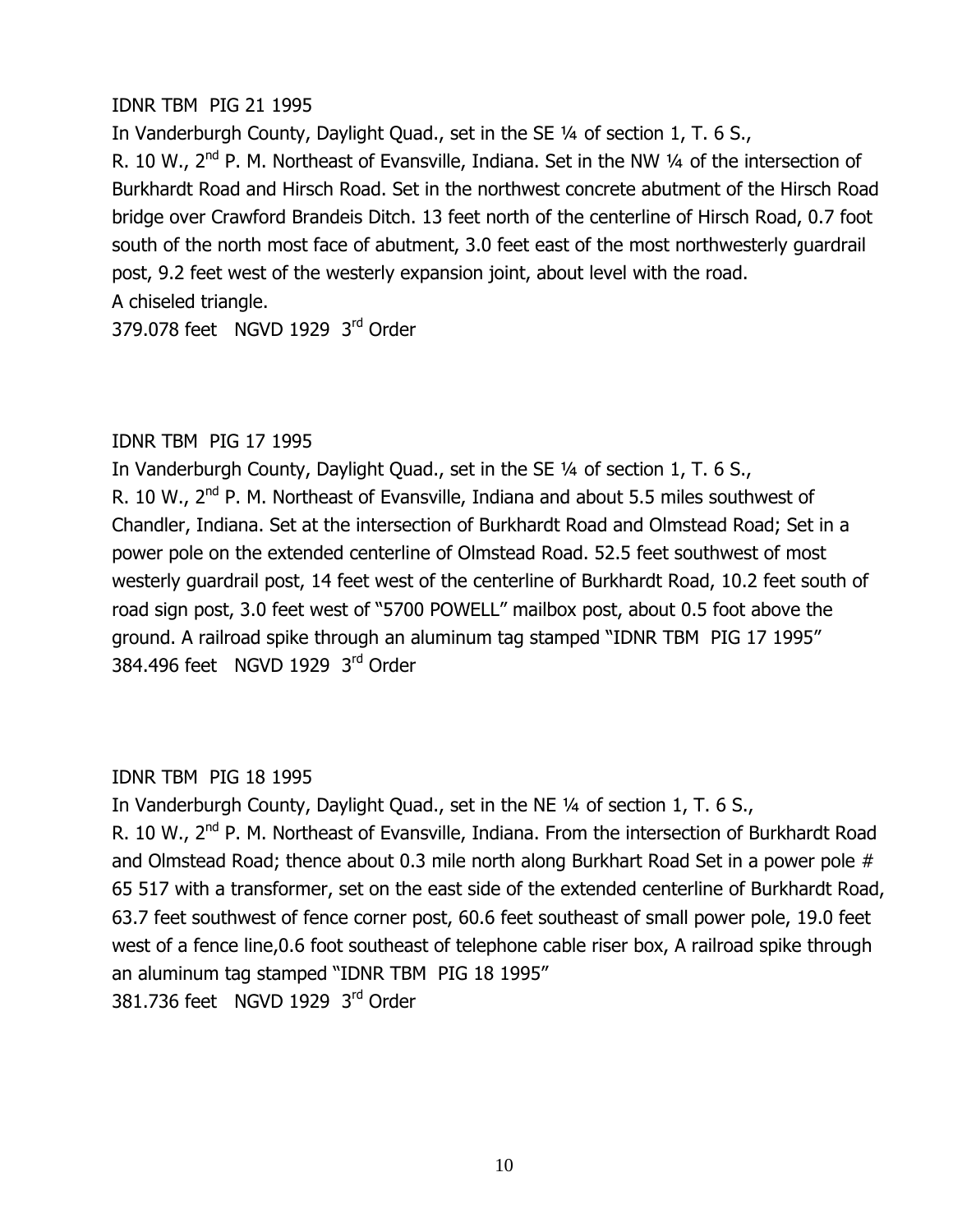IDNR TBM PIG 21 1995

In Vanderburgh County, Daylight Quad., set in the SE ¼ of section 1, T. 6 S., R. 10 W., 2nd P. M. Northeast of Evansville, Indiana. Set in the NW ¼ of the intersection of Burkhardt Road and Hirsch Road. Set in the northwest concrete abutment of the Hirsch Road bridge over Crawford Brandeis Ditch. 13 feet north of the centerline of Hirsch Road, 0.7 foot south of the north most face of abutment, 3.0 feet east of the most northwesterly guardrail post, 9.2 feet west of the westerly expansion joint, about level with the road.

A chiseled triangle.

379.078 feet NGVD 1929 3rd Order

IDNR TBM PIG 17 1995

In Vanderburgh County, Daylight Quad., set in the SE ¼ of section 1, T. 6 S., R. 10 W., 2nd P. M. Northeast of Evansville, Indiana and about 5.5 miles southwest of Chandler, Indiana. Set at the intersection of Burkhardt Road and Olmstead Road; Set in a power pole on the extended centerline of Olmstead Road. 52.5 feet southwest of most westerly guardrail post, 14 feet west of the centerline of Burkhardt Road, 10.2 feet south of road sign post, 3.0 feet west of "5700 POWELL" mailbox post, about 0.5 foot above the ground. A railroad spike through an aluminum tag stamped "IDNR TBM PIG 17 1995"

384.496 feet NGVD 1929 3rd Order

IDNR TBM PIG 18 1995

In Vanderburgh County, Daylight Quad., set in the NE ¼ of section 1, T. 6 S., R. 10 W., 2nd P. M. Northeast of Evansville, Indiana. From the intersection of Burkhardt Road and Olmstead Road; thence about 0.3 mile north along Burkhart Road Set in a power pole # 65 517 with a transformer, set on the east side of the extended centerline of Burkhardt Road, 63.7 feet southwest of fence corner post, 60.6 feet southeast of small power pole, 19.0 feet west of a fence line,0.6 foot southeast of telephone cable riser box, A railroad spike through an aluminum tag stamped "IDNR TBM PIG 18 1995"

381.736 feet NGVD 1929 3rd Order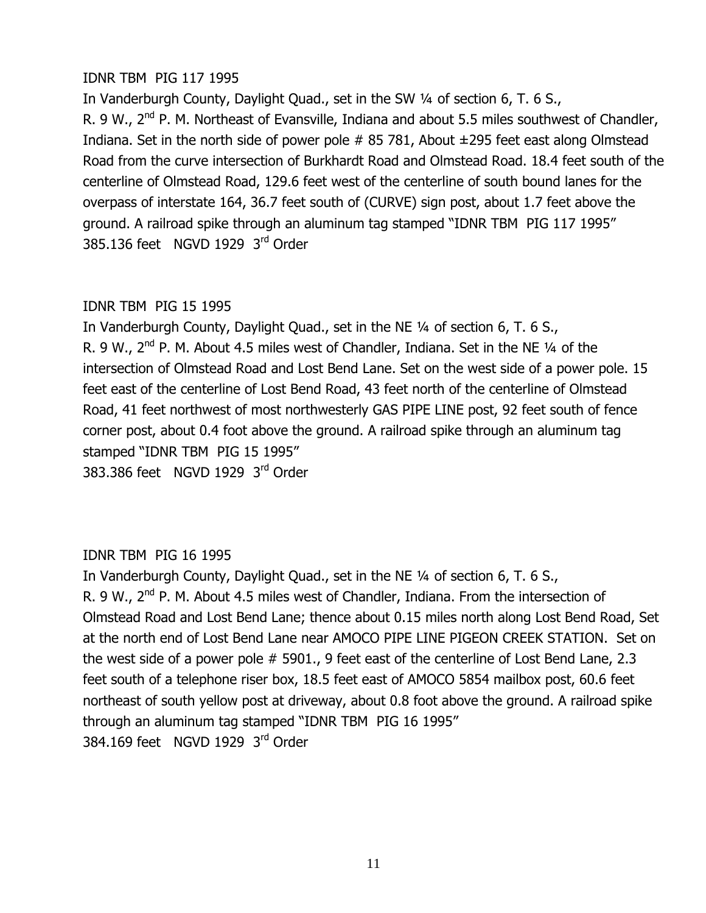IDNR TBM PIG 117 1995

In Vanderburgh County, Daylight Quad., set in the SW ¼ of section 6, T. 6 S., R. 9 W., 2nd P. M. Northeast of Evansville, Indiana and about 5.5 miles southwest of Chandler, Indiana. Set in the north side of power pole # 85 781, About ±295 feet east along Olmstead Road from the curve intersection of Burkhardt Road and Olmstead Road. 18.4 feet south of the centerline of Olmstead Road, 129.6 feet west of the centerline of south bound lanes for the overpass of interstate 164, 36.7 feet south of (CURVE) sign post, about 1.7 feet above the ground. A railroad spike through an aluminum tag stamped "IDNR TBM PIG 117 1995"

385.136 feet NGVD 1929 3rd Order

IDNR TBM PIG 15 1995

In Vanderburgh County, Daylight Quad., set in the NE ¼ of section 6, T. 6 S., R. 9 W., 2nd P. M. About 4.5 miles west of Chandler, Indiana. Set in the NE ¼ of the intersection of Olmstead Road and Lost Bend Lane. Set on the west side of a power pole. 15 feet east of the centerline of Lost Bend Road, 43 feet north of the centerline of Olmstead Road, 41 feet northwest of most northwesterly GAS PIPE LINE post, 92 feet south of fence corner post, about 0.4 foot above the ground. A railroad spike through an aluminum tag stamped "IDNR TBM PIG 15 1995"

383.386 feet NGVD 1929 3rd Order

IDNR TBM PIG 16 1995

In Vanderburgh County, Daylight Quad., set in the NE ¼ of section 6, T. 6 S., R. 9 W., 2nd P. M. About 4.5 miles west of Chandler, Indiana. From the intersection of Olmstead Road and Lost Bend Lane; thence about 0.15 miles north along Lost Bend Road, Set at the north end of Lost Bend Lane near AMOCO PIPE LINE PIGEON CREEK STATION. Set on the west side of a power pole # 5901., 9 feet east of the centerline of Lost Bend Lane, 2.3 feet south of a telephone riser box, 18.5 feet east of AMOCO 5854 mailbox post, 60.6 feet northeast of south yellow post at driveway, about 0.8 foot above the ground. A railroad spike through an aluminum tag stamped "IDNR TBM PIG 16 1995"

384.169 feet NGVD 1929 3rd Order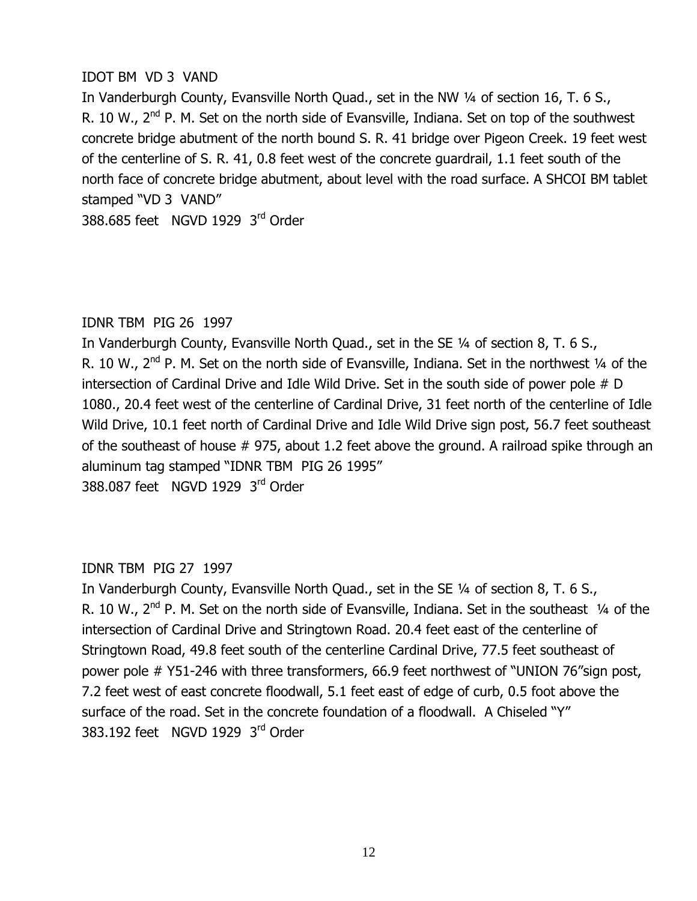IDOT BM VD 3 VAND

In Vanderburgh County, Evansville North Quad., set in the NW ¼ of section 16, T. 6 S., R. 10 W., 2nd P. M. Set on the north side of Evansville, Indiana. Set on top of the southwest concrete bridge abutment of the north bound S. R. 41 bridge over Pigeon Creek. 19 feet west of the centerline of S. R. 41, 0.8 feet west of the concrete guardrail, 1.1 feet south of the north face of concrete bridge abutment, about level with the road surface. A SHCOI BM tablet stamped "VD 3 VAND"

388.685 feet NGVD 1929 3rd Order

IDNR TBM PIG 26 1997

In Vanderburgh County, Evansville North Quad., set in the SE ¼ of section 8, T. 6 S., R. 10 W., 2nd P. M. Set on the north side of Evansville, Indiana. Set in the northwest ¼ of the intersection of Cardinal Drive and Idle Wild Drive. Set in the south side of power pole # D 1080., 20.4 feet west of the centerline of Cardinal Drive, 31 feet north of the centerline of Idle Wild Drive, 10.1 feet north of Cardinal Drive and Idle Wild Drive sign post, 56.7 feet southeast of the southeast of house # 975, about 1.2 feet above the ground. A railroad spike through an aluminum tag stamped "IDNR TBM PIG 26 1995"

388.087 feet NGVD 1929 3rd Order

IDNR TBM PIG 27 1997

In Vanderburgh County, Evansville North Quad., set in the SE ¼ of section 8, T. 6 S., R. 10 W., 2nd P. M. Set on the north side of Evansville, Indiana. Set in the southeast ¼ of the intersection of Cardinal Drive and Stringtown Road. 20.4 feet east of the centerline of Stringtown Road, 49.8 feet south of the centerline Cardinal Drive, 77.5 feet southeast of power pole # Y51-246 with three transformers, 66.9 feet northwest of "UNION 76"sign post, 7.2 feet west of east concrete floodwall, 5.1 feet east of edge of curb, 0.5 foot above the surface of the road. Set in the concrete foundation of a floodwall. A Chiseled "Y"

383.192 feet NGVD 1929 3rd Order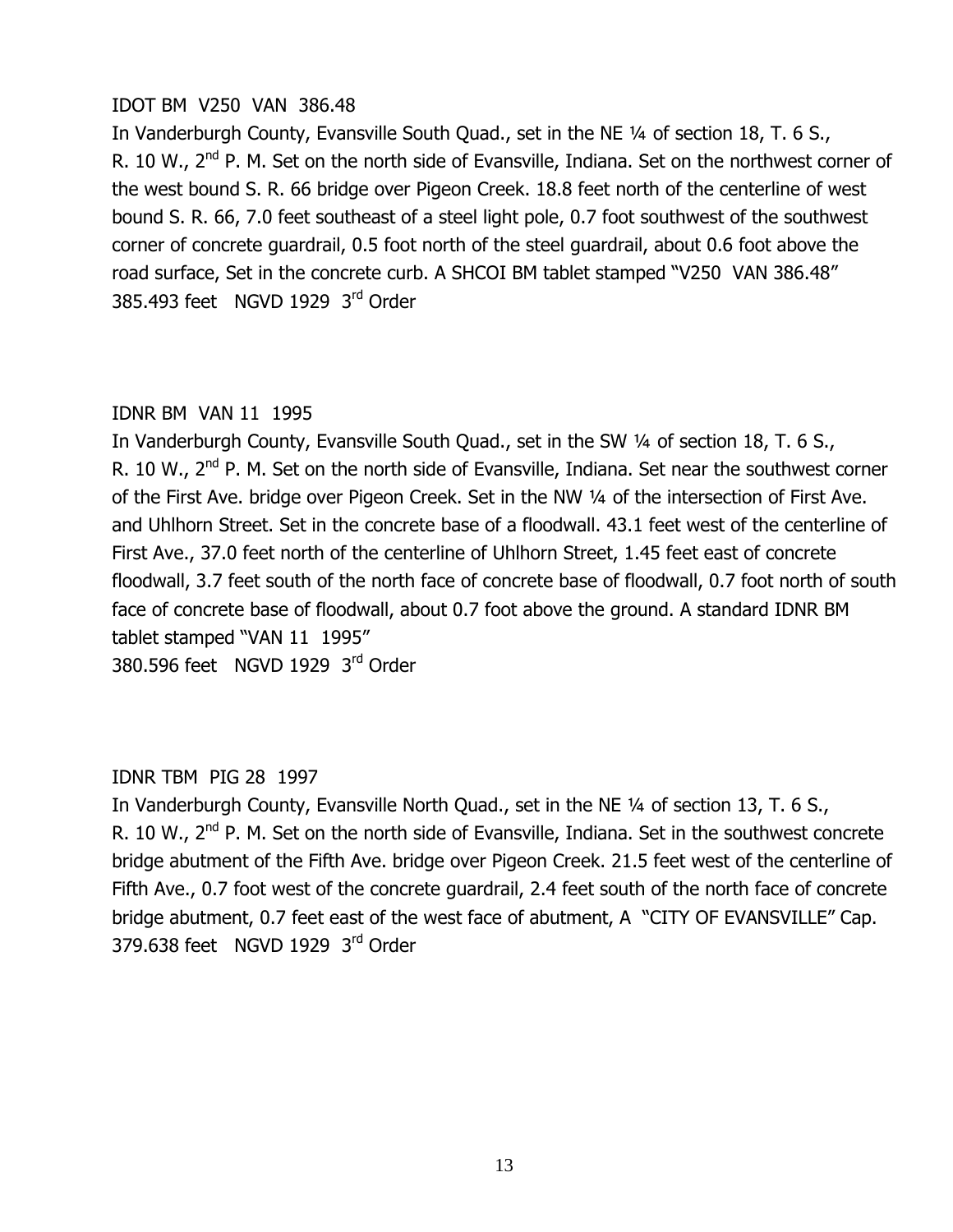IDOT BM V250 VAN 386.48

In Vanderburgh County, Evansville South Quad., set in the NE ¼ of section 18, T. 6 S., R. 10 W., 2nd P. M. Set on the north side of Evansville, Indiana. Set on the northwest corner of the west bound S. R. 66 bridge over Pigeon Creek. 18.8 feet north of the centerline of west bound S. R. 66, 7.0 feet southeast of a steel light pole, 0.7 foot southwest of the southwest corner of concrete guardrail, 0.5 foot north of the steel guardrail, about 0.6 foot above the road surface, Set in the concrete curb. A SHCOI BM tablet stamped "V250 VAN 386.48"

385.493 feet NGVD 1929 3rd Order

IDNR BM VAN 11 1995

In Vanderburgh County, Evansville South Quad., set in the SW ¼ of section 18, T. 6 S., R. 10 W., 2nd P. M. Set on the north side of Evansville, Indiana. Set near the southwest corner of the First Ave. bridge over Pigeon Creek. Set in the NW ¼ of the intersection of First Ave. and Uhlhorn Street. Set in the concrete base of a floodwall. 43.1 feet west of the centerline of First Ave., 37.0 feet north of the centerline of Uhlhorn Street, 1.45 feet east of concrete floodwall, 3.7 feet south of the north face of concrete base of floodwall, 0.7 foot north of south face of concrete base of floodwall, about 0.7 foot above the ground. A standard IDNR BM tablet stamped "VAN 11 1995"

380.596 feet NGVD 1929 3rd Order

IDNR TBM PIG 28 1997

In Vanderburgh County, Evansville North Quad., set in the NE ¼ of section 13, T. 6 S., R. 10 W., 2nd P. M. Set on the north side of Evansville, Indiana. Set in the southwest concrete bridge abutment of the Fifth Ave. bridge over Pigeon Creek. 21.5 feet west of the centerline of Fifth Ave., 0.7 foot west of the concrete guardrail, 2.4 feet south of the north face of concrete bridge abutment, 0.7 feet east of the west face of abutment, A "CITY OF EVANSVILLE" Cap.

379.638 feet NGVD 1929 3rd Order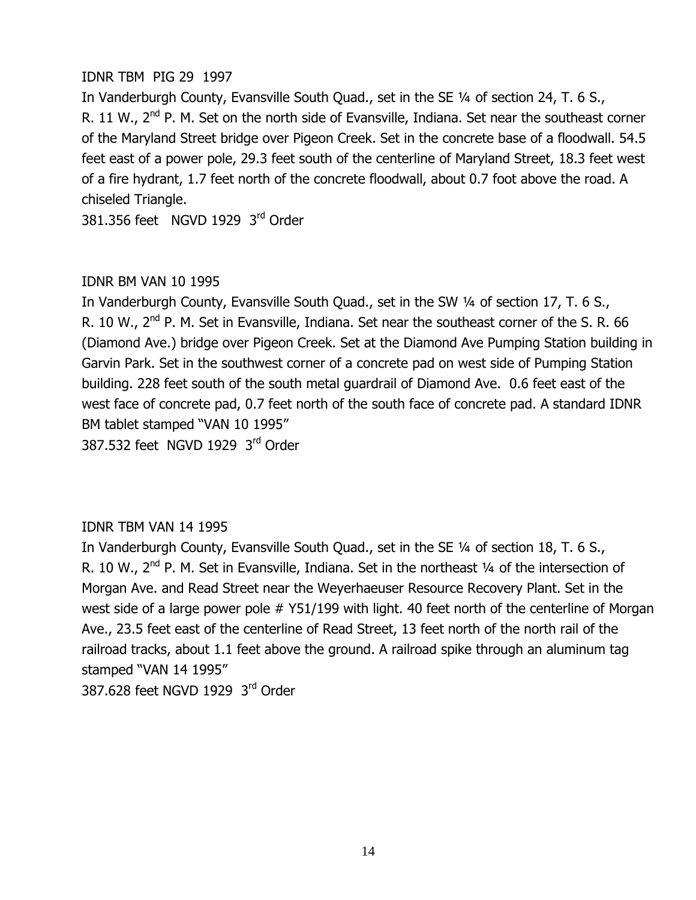IDNR TBM PIG 29 1997

In Vanderburgh County, Evansville South Quad., set in the SE ¼ of section 24, T. 6 S., R. 11 W., 2nd P. M. Set on the north side of Evansville, Indiana. Set near the southeast corner of the Maryland Street bridge over Pigeon Creek. Set in the concrete base of a floodwall. 54.5 feet east of a power pole, 29.3 feet south of the centerline of Maryland Street, 18.3 feet west of a fire hydrant, 1.7 feet north of the concrete floodwall, about 0.7 foot above the road. A chiseled Triangle.

381.356 feet NGVD 1929 3rd Order

IDNR BM VAN 10 1995

In Vanderburgh County, Evansville South Quad., set in the SW ¼ of section 17, T. 6 S., R. 10 W., 2nd P. M. Set in Evansville, Indiana. Set near the southeast corner of the S. R. 66 (Diamond Ave.) bridge over Pigeon Creek. Set at the Diamond Ave Pumping Station building in Garvin Park. Set in the southwest corner of a concrete pad on west side of Pumping Station building. 228 feet south of the south metal guardrail of Diamond Ave. 0.6 feet east of the west face of concrete pad, 0.7 feet north of the south face of concrete pad. A standard IDNR BM tablet stamped "VAN 10 1995"

387.532 feet NGVD 1929 3rd Order

IDNR TBM VAN 14 1995

In Vanderburgh County, Evansville South Quad., set in the SE ¼ of section 18, T. 6 S., R. 10 W., 2nd P. M. Set in Evansville, Indiana. Set in the northeast ¼ of the intersection of Morgan Ave. and Read Street near the Weyerhaeuser Resource Recovery Plant. Set in the west side of a large power pole # Y51/199 with light. 40 feet north of the centerline of Morgan Ave., 23.5 feet east of the centerline of Read Street, 13 feet north of the north rail of the railroad tracks, about 1.1 feet above the ground. A railroad spike through an aluminum tag stamped "VAN 14 1995"

387.628 feet NGVD 1929 3rd Order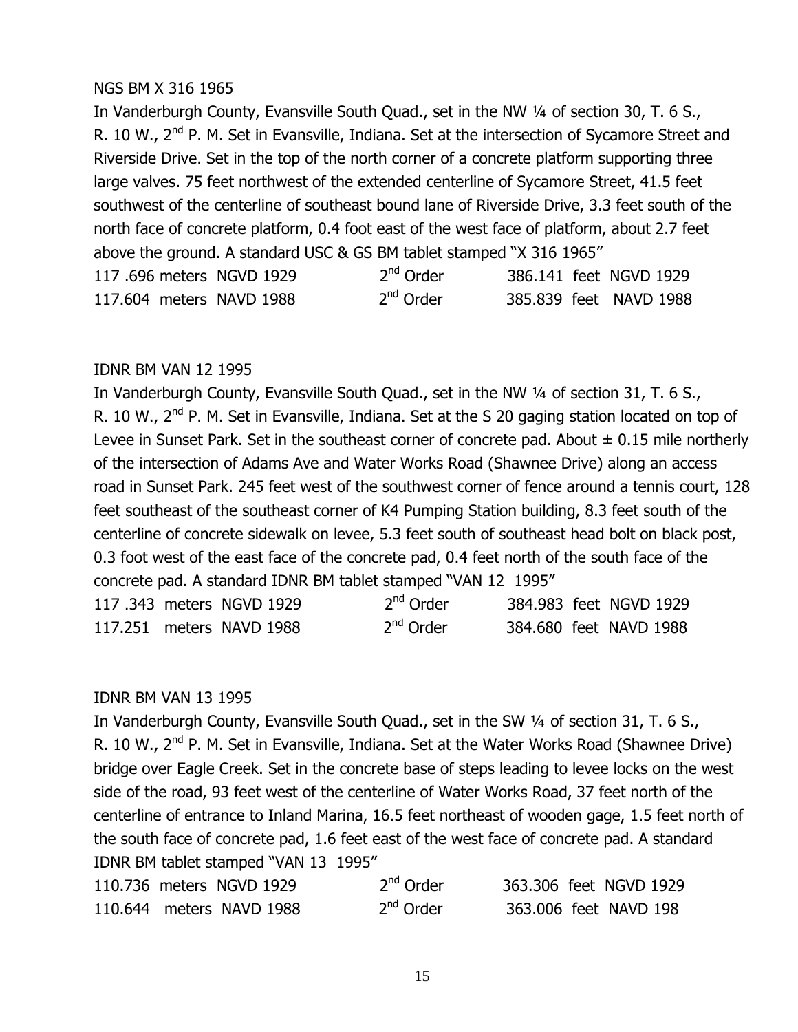NGS BM X 316 1965

In Vanderburgh County, Evansville South Quad., set in the NW ¼ of section 30, T. 6 S., R. 10 W., 2nd P. M. Set in Evansville, Indiana. Set at the intersection of Sycamore Street and Riverside Drive. Set in the top of the north corner of a concrete platform supporting three large valves. 75 feet northwest of the extended centerline of Sycamore Street, 41.5 feet southwest of the centerline of southeast bound lane of Riverside Drive, 3.3 feet south of the north face of concrete platform, 0.4 foot east of the west face of platform, about 2.7 feet above the ground. A standard USC & GS BM tablet stamped "X 316 1965"

| | | |
|---|---|---|
| 117 .696 meters NGVD 1929 | 2nd Order | 386.141 feet NGVD 1929 |
| 117.604 meters NAVD 1988 | 2nd Order | 385.839 feet NAVD 1988 |

IDNR BM VAN 12 1995

In Vanderburgh County, Evansville South Quad., set in the NW ¼ of section 31, T. 6 S., R. 10 W., 2nd P. M. Set in Evansville, Indiana. Set at the S 20 gaging station located on top of Levee in Sunset Park. Set in the southeast corner of concrete pad. About ± 0.15 mile northerly of the intersection of Adams Ave and Water Works Road (Shawnee Drive) along an access road in Sunset Park. 245 feet west of the southwest corner of fence around a tennis court, 128 feet southeast of the southeast corner of K4 Pumping Station building, 8.3 feet south of the centerline of concrete sidewalk on levee, 5.3 feet south of southeast head bolt on black post, 0.3 foot west of the east face of the concrete pad, 0.4 feet north of the south face of the concrete pad. A standard IDNR BM tablet stamped "VAN 12 1995"

| | | |
|---|---|---|
| 117 .343 meters NGVD 1929 | 2nd Order | 384.983 feet NGVD 1929 |
| 117.251 meters NAVD 1988 | 2nd Order | 384.680 feet NAVD 1988 |

IDNR BM VAN 13 1995

In Vanderburgh County, Evansville South Quad., set in the SW ¼ of section 31, T. 6 S., R. 10 W., 2nd P. M. Set in Evansville, Indiana. Set at the Water Works Road (Shawnee Drive) bridge over Eagle Creek. Set in the concrete base of steps leading to levee locks on the west side of the road, 93 feet west of the centerline of Water Works Road, 37 feet north of the centerline of entrance to Inland Marina, 16.5 feet northeast of wooden gage, 1.5 feet north of the south face of concrete pad, 1.6 feet east of the west face of concrete pad. A standard IDNR BM tablet stamped "VAN 13 1995"

| | | |
|---|---|---|
| 110.736 meters NGVD 1929 | 2nd Order | 363.306 feet NGVD 1929 |
| 110.644 meters NAVD 1988 | 2nd Order | 363.006 feet NAVD 198 |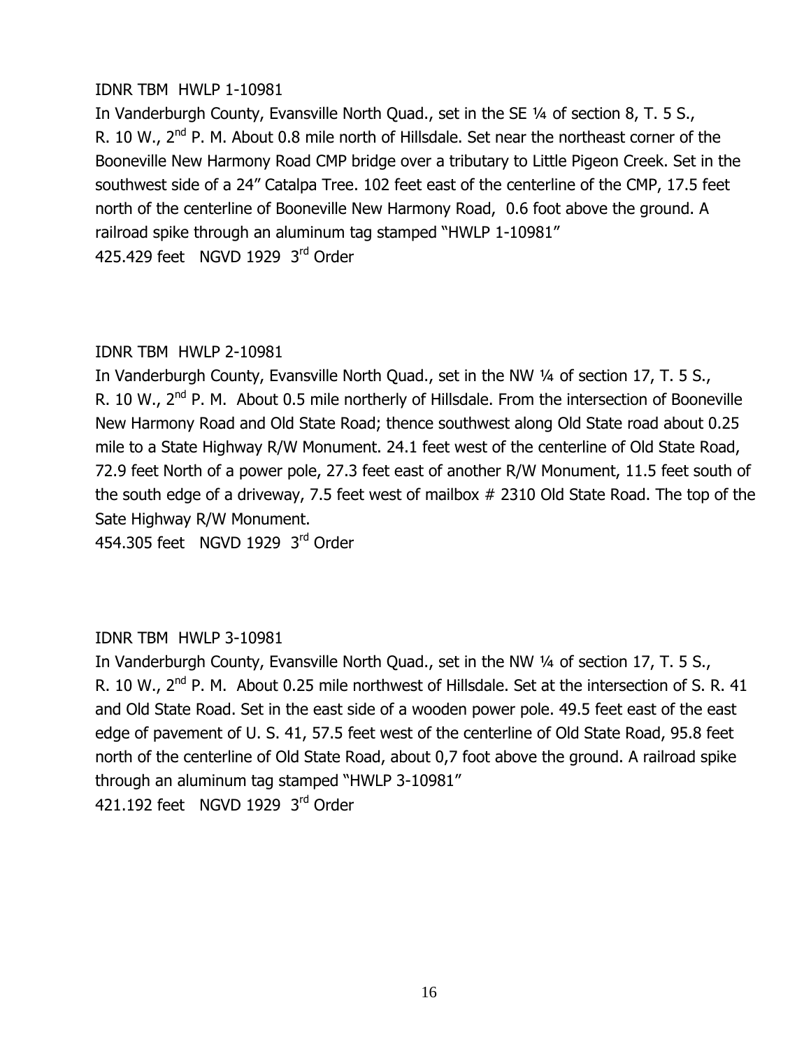IDNR TBM HWLP 1-10981

In Vanderburgh County, Evansville North Quad., set in the SE ¼ of section 8, T. 5 S., R. 10 W., 2nd P. M. About 0.8 mile north of Hillsdale. Set near the northeast corner of the Booneville New Harmony Road CMP bridge over a tributary to Little Pigeon Creek. Set in the southwest side of a 24" Catalpa Tree. 102 feet east of the centerline of the CMP, 17.5 feet north of the centerline of Booneville New Harmony Road, 0.6 foot above the ground. A railroad spike through an aluminum tag stamped "HWLP 1-10981"

425.429 feet NGVD 1929 3rd Order

IDNR TBM HWLP 2-10981

In Vanderburgh County, Evansville North Quad., set in the NW ¼ of section 17, T. 5 S., R. 10 W., 2nd P. M. About 0.5 mile northerly of Hillsdale. From the intersection of Booneville New Harmony Road and Old State Road; thence southwest along Old State road about 0.25 mile to a State Highway R/W Monument. 24.1 feet west of the centerline of Old State Road, 72.9 feet North of a power pole, 27.3 feet east of another R/W Monument, 11.5 feet south of the south edge of a driveway, 7.5 feet west of mailbox # 2310 Old State Road. The top of the Sate Highway R/W Monument.

454.305 feet NGVD 1929 3rd Order

IDNR TBM HWLP 3-10981

In Vanderburgh County, Evansville North Quad., set in the NW ¼ of section 17, T. 5 S., R. 10 W., 2nd P. M. About 0.25 mile northwest of Hillsdale. Set at the intersection of S. R. 41 and Old State Road. Set in the east side of a wooden power pole. 49.5 feet east of the east edge of pavement of U. S. 41, 57.5 feet west of the centerline of Old State Road, 95.8 feet north of the centerline of Old State Road, about 0,7 foot above the ground. A railroad spike through an aluminum tag stamped "HWLP 3-10981"

421.192 feet NGVD 1929 3rd Order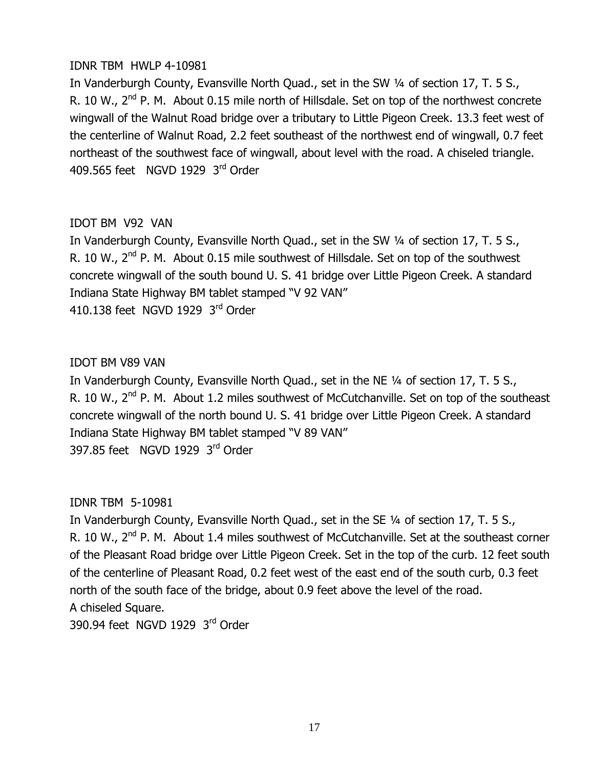IDNR TBM HWLP 4-10981

In Vanderburgh County, Evansville North Quad., set in the SW ¼ of section 17, T. 5 S., R. 10 W., 2nd P. M. About 0.15 mile north of Hillsdale. Set on top of the northwest concrete wingwall of the Walnut Road bridge over a tributary to Little Pigeon Creek. 13.3 feet west of the centerline of Walnut Road, 2.2 feet southeast of the northwest end of wingwall, 0.7 feet northeast of the southwest face of wingwall, about level with the road. A chiseled triangle.
409.565 feet NGVD 1929 3rd Order

IDOT BM V92 VAN

In Vanderburgh County, Evansville North Quad., set in the SW ¼ of section 17, T. 5 S., R. 10 W., 2nd P. M. About 0.15 mile southwest of Hillsdale. Set on top of the southwest concrete wingwall of the south bound U. S. 41 bridge over Little Pigeon Creek. A standard Indiana State Highway BM tablet stamped "V 92 VAN"
410.138 feet NGVD 1929 3rd Order

IDOT BM V89 VAN

In Vanderburgh County, Evansville North Quad., set in the NE ¼ of section 17, T. 5 S., R. 10 W., 2nd P. M. About 1.2 miles southwest of McCutchanville. Set on top of the southeast concrete wingwall of the north bound U. S. 41 bridge over Little Pigeon Creek. A standard Indiana State Highway BM tablet stamped "V 89 VAN"
397.85 feet NGVD 1929 3rd Order

IDNR TBM 5-10981

In Vanderburgh County, Evansville North Quad., set in the SE ¼ of section 17, T. 5 S., R. 10 W., 2nd P. M. About 1.4 miles southwest of McCutchanville. Set at the southeast corner of the Pleasant Road bridge over Little Pigeon Creek. Set in the top of the curb. 12 feet south of the centerline of Pleasant Road, 0.2 feet west of the east end of the south curb, 0.3 feet north of the south face of the bridge, about 0.9 feet above the level of the road.
A chiseled Square.
390.94 feet NGVD 1929 3rd Order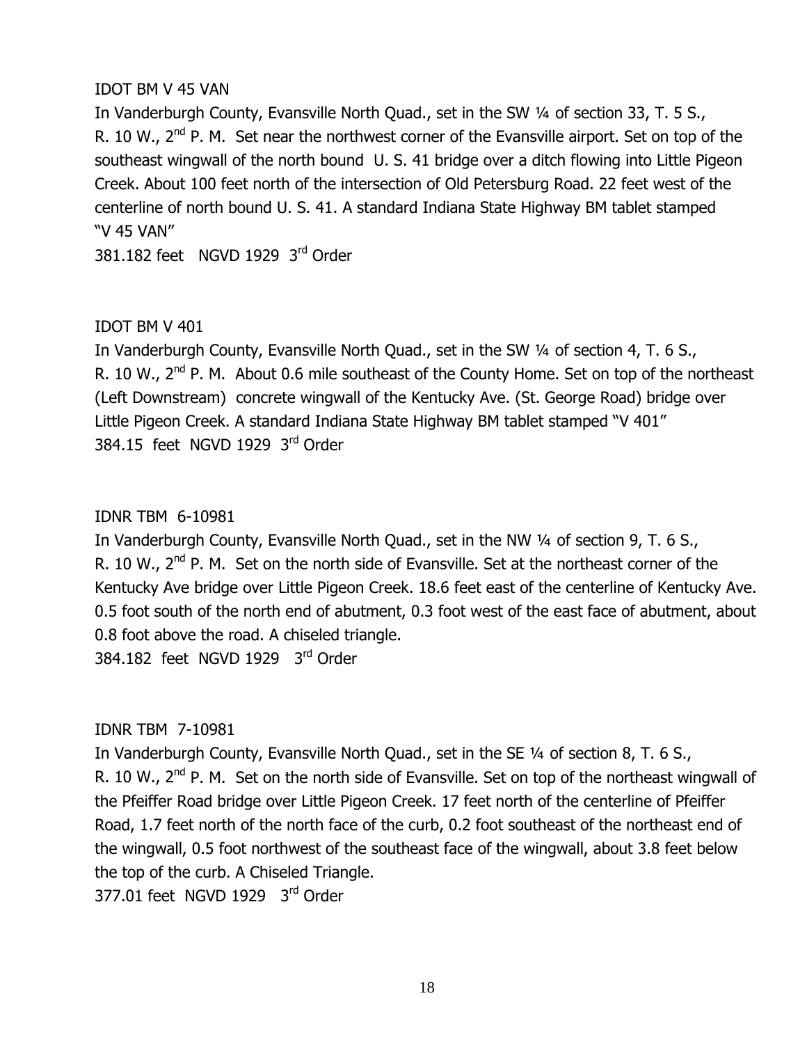IDOT BM V 45 VAN

In Vanderburgh County, Evansville North Quad., set in the SW ¼ of section 33, T. 5 S., R. 10 W., 2nd P. M. Set near the northwest corner of the Evansville airport. Set on top of the southeast wingwall of the north bound U. S. 41 bridge over a ditch flowing into Little Pigeon Creek. About 100 feet north of the intersection of Old Petersburg Road. 22 feet west of the centerline of north bound U. S. 41. A standard Indiana State Highway BM tablet stamped "V 45 VAN"

381.182 feet NGVD 1929 3rd Order

IDOT BM V 401

In Vanderburgh County, Evansville North Quad., set in the SW ¼ of section 4, T. 6 S., R. 10 W., 2nd P. M. About 0.6 mile southeast of the County Home. Set on top of the northeast (Left Downstream) concrete wingwall of the Kentucky Ave. (St. George Road) bridge over Little Pigeon Creek. A standard Indiana State Highway BM tablet stamped "V 401"

384.15 feet NGVD 1929 3rd Order

IDNR TBM 6-10981

In Vanderburgh County, Evansville North Quad., set in the NW ¼ of section 9, T. 6 S., R. 10 W., 2nd P. M. Set on the north side of Evansville. Set at the northeast corner of the Kentucky Ave bridge over Little Pigeon Creek. 18.6 feet east of the centerline of Kentucky Ave. 0.5 foot south of the north end of abutment, 0.3 foot west of the east face of abutment, about 0.8 foot above the road. A chiseled triangle.

384.182 feet NGVD 1929 3rd Order

IDNR TBM 7-10981

In Vanderburgh County, Evansville North Quad., set in the SE ¼ of section 8, T. 6 S., R. 10 W., 2nd P. M. Set on the north side of Evansville. Set on top of the northeast wingwall of the Pfeiffer Road bridge over Little Pigeon Creek. 17 feet north of the centerline of Pfeiffer Road, 1.7 feet north of the north face of the curb, 0.2 foot southeast of the northeast end of the wingwall, 0.5 foot northwest of the southeast face of the wingwall, about 3.8 feet below the top of the curb. A Chiseled Triangle.

377.01 feet NGVD 1929 3rd Order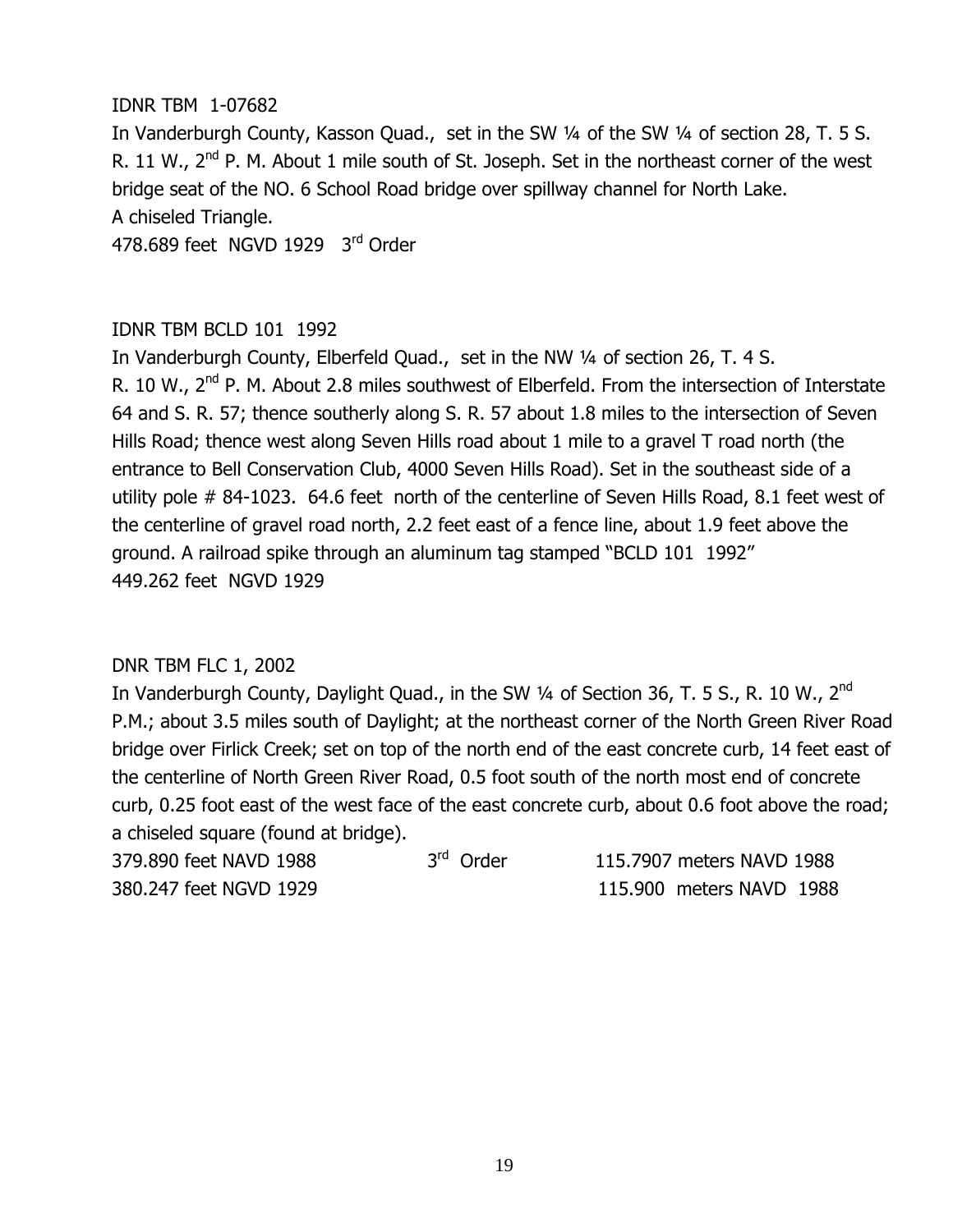IDNR TBM 1-07682

In Vanderburgh County, Kasson Quad., set in the SW ¼ of the SW ¼ of section 28, T. 5 S. R. 11 W., 2nd P. M. About 1 mile south of St. Joseph. Set in the northeast corner of the west bridge seat of the NO. 6 School Road bridge over spillway channel for North Lake.
A chiseled Triangle.
478.689 feet NGVD 1929 3rd Order

IDNR TBM BCLD 101 1992

In Vanderburgh County, Elberfeld Quad., set in the NW ¼ of section 26, T. 4 S. R. 10 W., 2nd P. M. About 2.8 miles southwest of Elberfeld. From the intersection of Interstate 64 and S. R. 57; thence southerly along S. R. 57 about 1.8 miles to the intersection of Seven Hills Road; thence west along Seven Hills road about 1 mile to a gravel T road north (the entrance to Bell Conservation Club, 4000 Seven Hills Road). Set in the southeast side of a utility pole # 84-1023. 64.6 feet north of the centerline of Seven Hills Road, 8.1 feet west of the centerline of gravel road north, 2.2 feet east of a fence line, about 1.9 feet above the ground. A railroad spike through an aluminum tag stamped "BCLD 101 1992"
449.262 feet NGVD 1929

DNR TBM FLC 1, 2002

In Vanderburgh County, Daylight Quad., in the SW ¼ of Section 36, T. 5 S., R. 10 W., 2nd P.M.; about 3.5 miles south of Daylight; at the northeast corner of the North Green River Road bridge over Firlick Creek; set on top of the north end of the east concrete curb, 14 feet east of the centerline of North Green River Road, 0.5 foot south of the north most end of concrete curb, 0.25 foot east of the west face of the east concrete curb, about 0.6 foot above the road; a chiseled square (found at bridge).

379.890 feet NAVD 1988 3rd Order 115.7907 meters NAVD 1988
380.247 feet NGVD 1929 115.900 meters NAVD 1988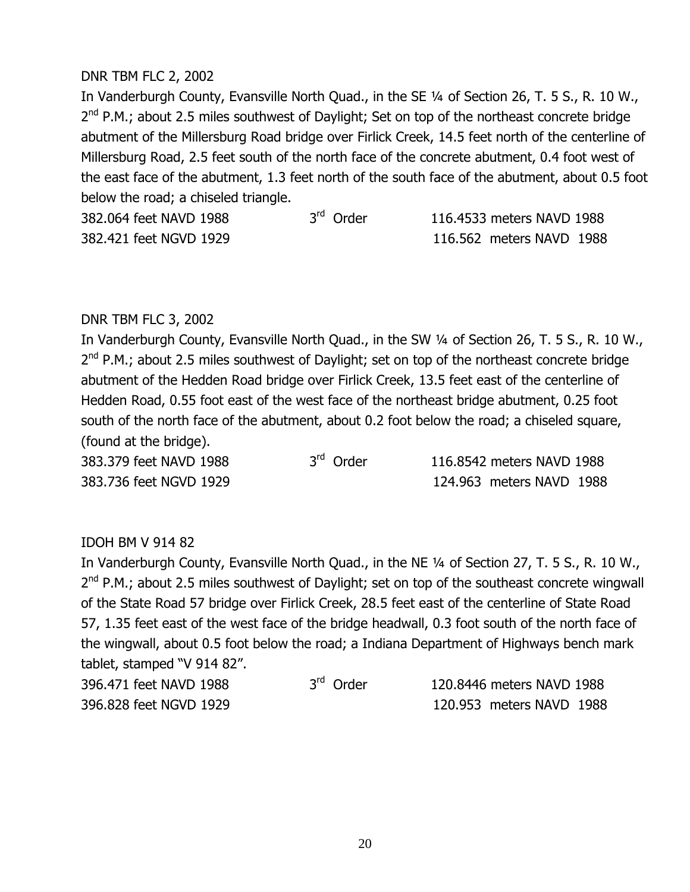DNR TBM FLC 2, 2002

In Vanderburgh County, Evansville North Quad., in the SE ¼ of Section 26, T. 5 S., R. 10 W., 2nd P.M.; about 2.5 miles southwest of Daylight; Set on top of the northeast concrete bridge abutment of the Millersburg Road bridge over Firlick Creek, 14.5 feet north of the centerline of Millersburg Road, 2.5 feet south of the north face of the concrete abutment, 0.4 foot west of the east face of the abutment, 1.3 feet north of the south face of the abutment, about 0.5 foot below the road; a chiseled triangle.

| | | |
|---|---|---|
| 382.064 feet NAVD 1988 | 3rd Order | 116.4533 meters NAVD 1988 |
| 382.421 feet NGVD 1929 | | 116.562 meters NAVD 1988 |

DNR TBM FLC 3, 2002

In Vanderburgh County, Evansville North Quad., in the SW ¼ of Section 26, T. 5 S., R. 10 W., 2nd P.M.; about 2.5 miles southwest of Daylight; set on top of the northeast concrete bridge abutment of the Hedden Road bridge over Firlick Creek, 13.5 feet east of the centerline of Hedden Road, 0.55 foot east of the west face of the northeast bridge abutment, 0.25 foot south of the north face of the abutment, about 0.2 foot below the road; a chiseled square, (found at the bridge).

| | | |
|---|---|---|
| 383.379 feet NAVD 1988 | 3rd Order | 116.8542 meters NAVD 1988 |
| 383.736 feet NGVD 1929 | | 124.963 meters NAVD 1988 |

IDOH BM V 914 82

In Vanderburgh County, Evansville North Quad., in the NE ¼ of Section 27, T. 5 S., R. 10 W., 2nd P.M.; about 2.5 miles southwest of Daylight; set on top of the southeast concrete wingwall of the State Road 57 bridge over Firlick Creek, 28.5 feet east of the centerline of State Road 57, 1.35 feet east of the west face of the bridge headwall, 0.3 foot south of the north face of the wingwall, about 0.5 foot below the road; a Indiana Department of Highways bench mark tablet, stamped "V 914 82".

| | | |
|---|---|---|
| 396.471 feet NAVD 1988 | 3rd Order | 120.8446 meters NAVD 1988 |
| 396.828 feet NGVD 1929 | | 120.953 meters NAVD 1988 |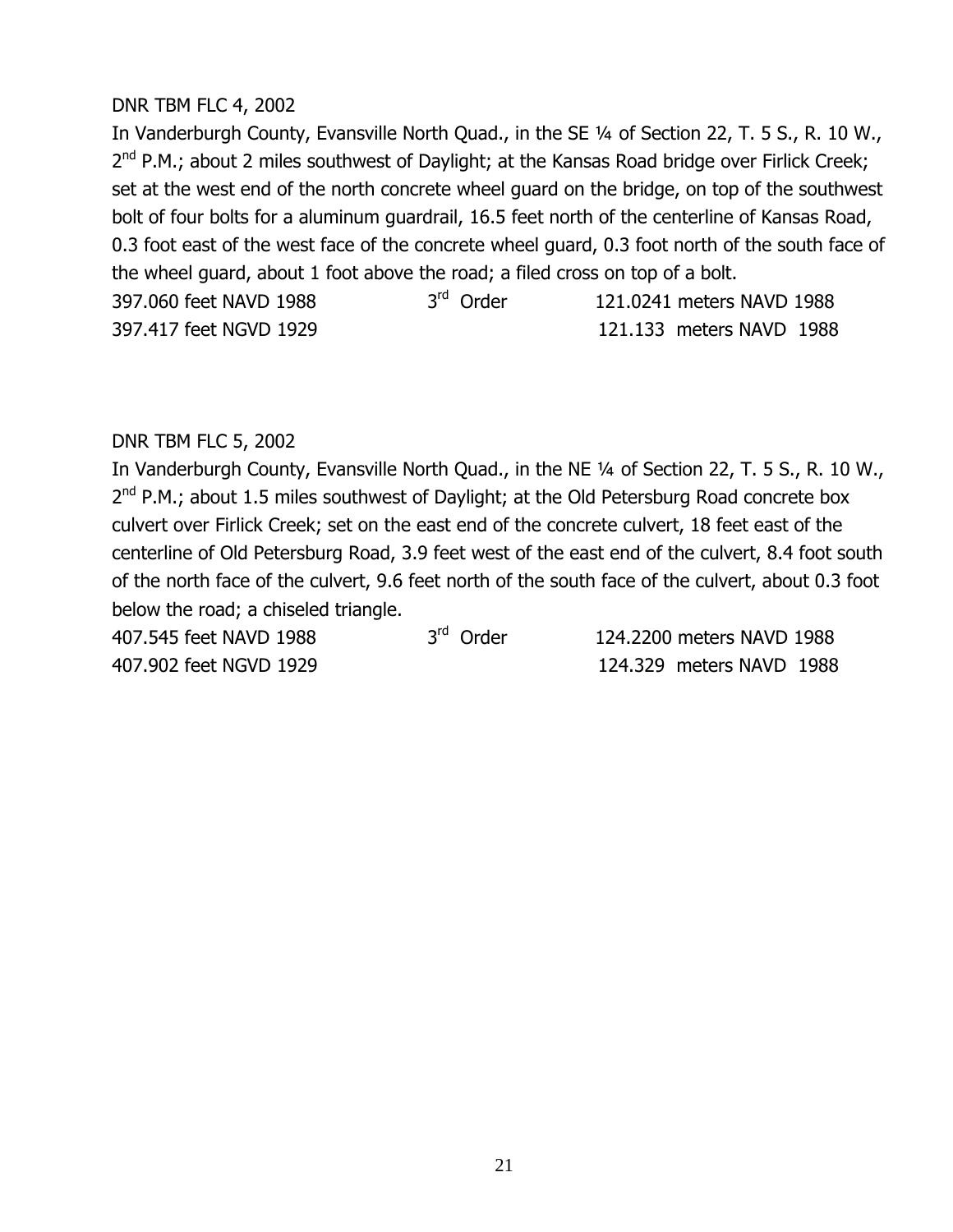DNR TBM FLC 4, 2002

In Vanderburgh County, Evansville North Quad., in the SE ¼ of Section 22, T. 5 S., R. 10 W., 2nd P.M.; about 2 miles southwest of Daylight; at the Kansas Road bridge over Firlick Creek; set at the west end of the north concrete wheel guard on the bridge, on top of the southwest bolt of four bolts for a aluminum guardrail, 16.5 feet north of the centerline of Kansas Road, 0.3 foot east of the west face of the concrete wheel guard, 0.3 foot north of the south face of the wheel guard, about 1 foot above the road; a filed cross on top of a bolt.

| | | |
|---|---|---|
| 397.060 feet NAVD 1988 | 3rd Order | 121.0241 meters NAVD 1988 |
| 397.417 feet NGVD 1929 | | 121.133 meters NAVD 1988 |

DNR TBM FLC 5, 2002

In Vanderburgh County, Evansville North Quad., in the NE ¼ of Section 22, T. 5 S., R. 10 W., 2nd P.M.; about 1.5 miles southwest of Daylight; at the Old Petersburg Road concrete box culvert over Firlick Creek; set on the east end of the concrete culvert, 18 feet east of the centerline of Old Petersburg Road, 3.9 feet west of the east end of the culvert, 8.4 foot south of the north face of the culvert, 9.6 feet north of the south face of the culvert, about 0.3 foot below the road; a chiseled triangle.

| | | |
|---|---|---|
| 407.545 feet NAVD 1988 | 3rd Order | 124.2200 meters NAVD 1988 |
| 407.902 feet NGVD 1929 | | 124.329 meters NAVD 1988 |